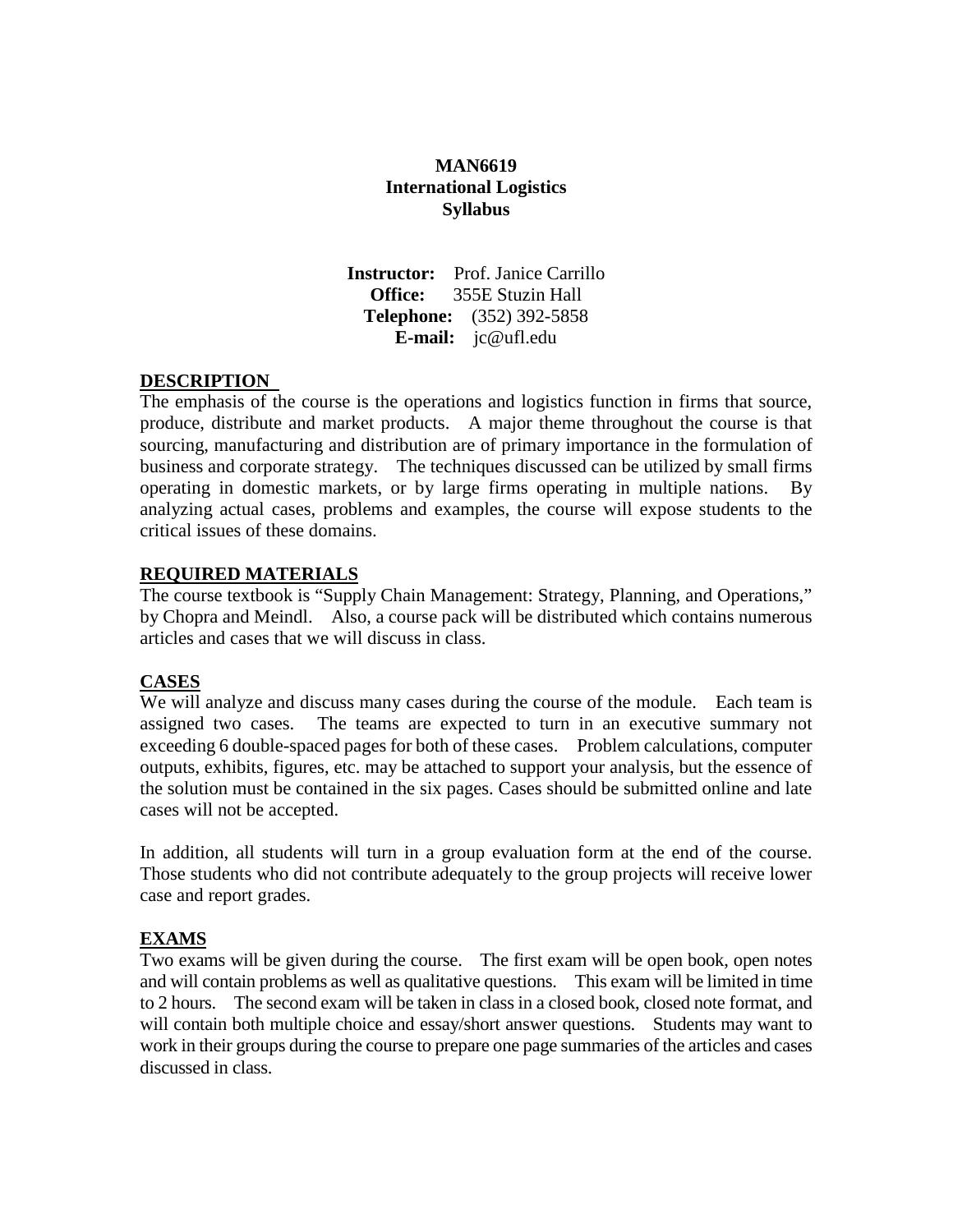# MAN6619
# International Logistics
# Syllabus

**Instructor:** Prof. Janice Carrillo
**Office:** 355E Stuzin Hall
**Telephone:** (352) 392-5858
**E-mail:** jc@ufl.edu

## DESCRIPTION

The emphasis of the course is the operations and logistics function in firms that source, produce, distribute and market products. A major theme throughout the course is that sourcing, manufacturing and distribution are of primary importance in the formulation of business and corporate strategy. The techniques discussed can be utilized by small firms operating in domestic markets, or by large firms operating in multiple nations. By analyzing actual cases, problems and examples, the course will expose students to the critical issues of these domains.

## REQUIRED MATERIALS

The course textbook is "Supply Chain Management: Strategy, Planning, and Operations," by Chopra and Meindl. Also, a course pack will be distributed which contains numerous articles and cases that we will discuss in class.

## CASES

We will analyze and discuss many cases during the course of the module. Each team is assigned two cases. The teams are expected to turn in an executive summary not exceeding 6 double-spaced pages for both of these cases. Problem calculations, computer outputs, exhibits, figures, etc. may be attached to support your analysis, but the essence of the solution must be contained in the six pages. Cases should be submitted online and late cases will not be accepted.

In addition, all students will turn in a group evaluation form at the end of the course. Those students who did not contribute adequately to the group projects will receive lower case and report grades.

## EXAMS

Two exams will be given during the course. The first exam will be open book, open notes and will contain problems as well as qualitative questions. This exam will be limited in time to 2 hours. The second exam will be taken in class in a closed book, closed note format, and will contain both multiple choice and essay/short answer questions. Students may want to work in their groups during the course to prepare one page summaries of the articles and cases discussed in class.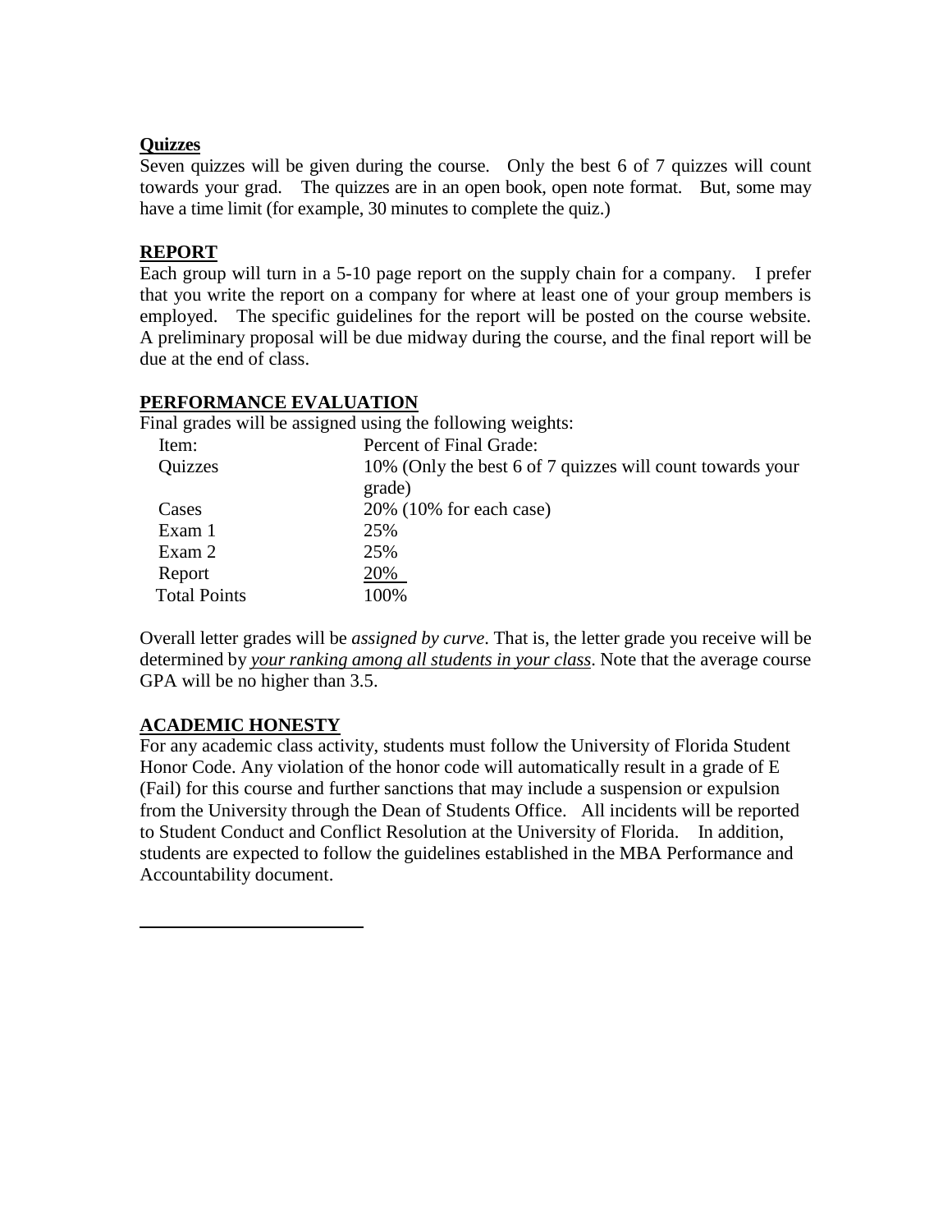**Quizzes**

Seven quizzes will be given during the course. Only the best 6 of 7 quizzes will count towards your grad. The quizzes are in an open book, open note format. But, some may have a time limit (for example, 30 minutes to complete the quiz.)

**REPORT**

Each group will turn in a 5-10 page report on the supply chain for a company. I prefer that you write the report on a company for where at least one of your group members is employed. The specific guidelines for the report will be posted on the course website. A preliminary proposal will be due midway during the course, and the final report will be due at the end of class.

**PERFORMANCE EVALUATION**

Final grades will be assigned using the following weights:

| Item: | Percent of Final Grade: |
|---|---|
| Quizzes | 10% (Only the best 6 of 7 quizzes will count towards your grade) |
| Cases | 20% (10% for each case) |
| Exam 1 | 25% |
| Exam 2 | 25% |
| Report | 20% |
| Total Points | 100% |

Overall letter grades will be *assigned by curve*. That is, the letter grade you receive will be determined by ***your ranking among all students in your class***. Note that the average course GPA will be no higher than 3.5.

**ACADEMIC HONESTY**

For any academic class activity, students must follow the University of Florida Student Honor Code. Any violation of the honor code will automatically result in a grade of E (Fail) for this course and further sanctions that may include a suspension or expulsion from the University through the Dean of Students Office. All incidents will be reported to Student Conduct and Conflict Resolution at the University of Florida. In addition, students are expected to follow the guidelines established in the MBA Performance and Accountability document.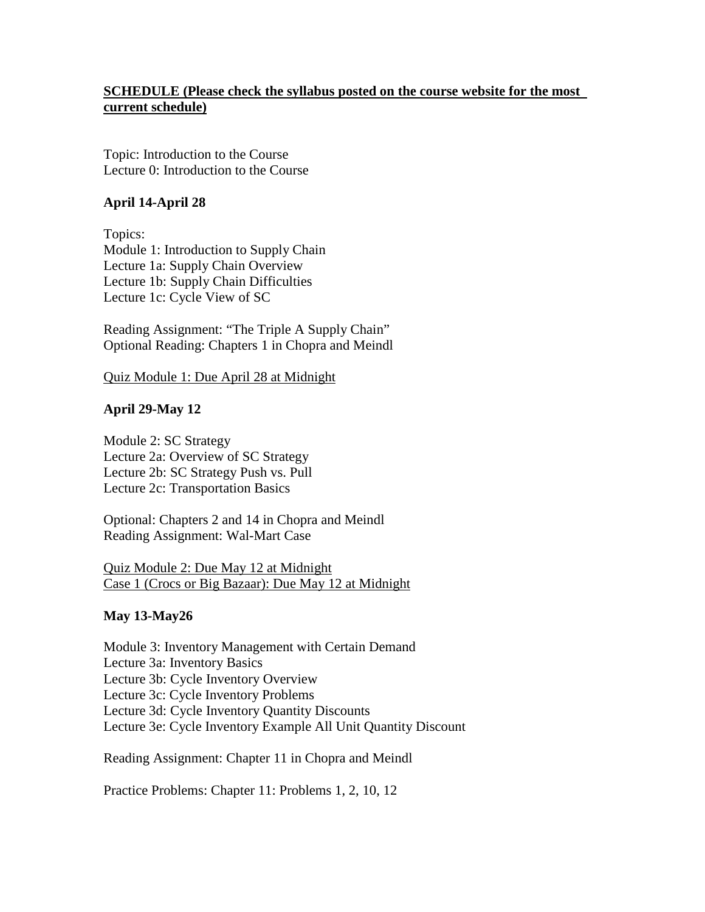**<u>SCHEDULE (Please check the syllabus posted on the course website for the most current schedule)</u>**

Topic: Introduction to the Course
Lecture 0: Introduction to the Course

**April 14-April 28**

Topics:
Module 1: Introduction to Supply Chain
Lecture 1a: Supply Chain Overview
Lecture 1b: Supply Chain Difficulties
Lecture 1c: Cycle View of SC

Reading Assignment: "The Triple A Supply Chain"
Optional Reading: Chapters 1 in Chopra and Meindl

<u>Quiz Module 1: Due April 28 at Midnight</u>

**April 29-May 12**

Module 2: SC Strategy
Lecture 2a: Overview of SC Strategy
Lecture 2b: SC Strategy Push vs. Pull
Lecture 2c: Transportation Basics

Optional: Chapters 2 and 14 in Chopra and Meindl
Reading Assignment: Wal-Mart Case

<u>Quiz Module 2: Due May 12 at Midnight</u>
<u>Case 1 (Crocs or Big Bazaar): Due May 12 at Midnight</u>

**May 13-May26**

Module 3: Inventory Management with Certain Demand
Lecture 3a: Inventory Basics
Lecture 3b: Cycle Inventory Overview
Lecture 3c: Cycle Inventory Problems
Lecture 3d: Cycle Inventory Quantity Discounts
Lecture 3e: Cycle Inventory Example All Unit Quantity Discount

Reading Assignment: Chapter 11 in Chopra and Meindl

Practice Problems: Chapter 11: Problems 1, 2, 10, 12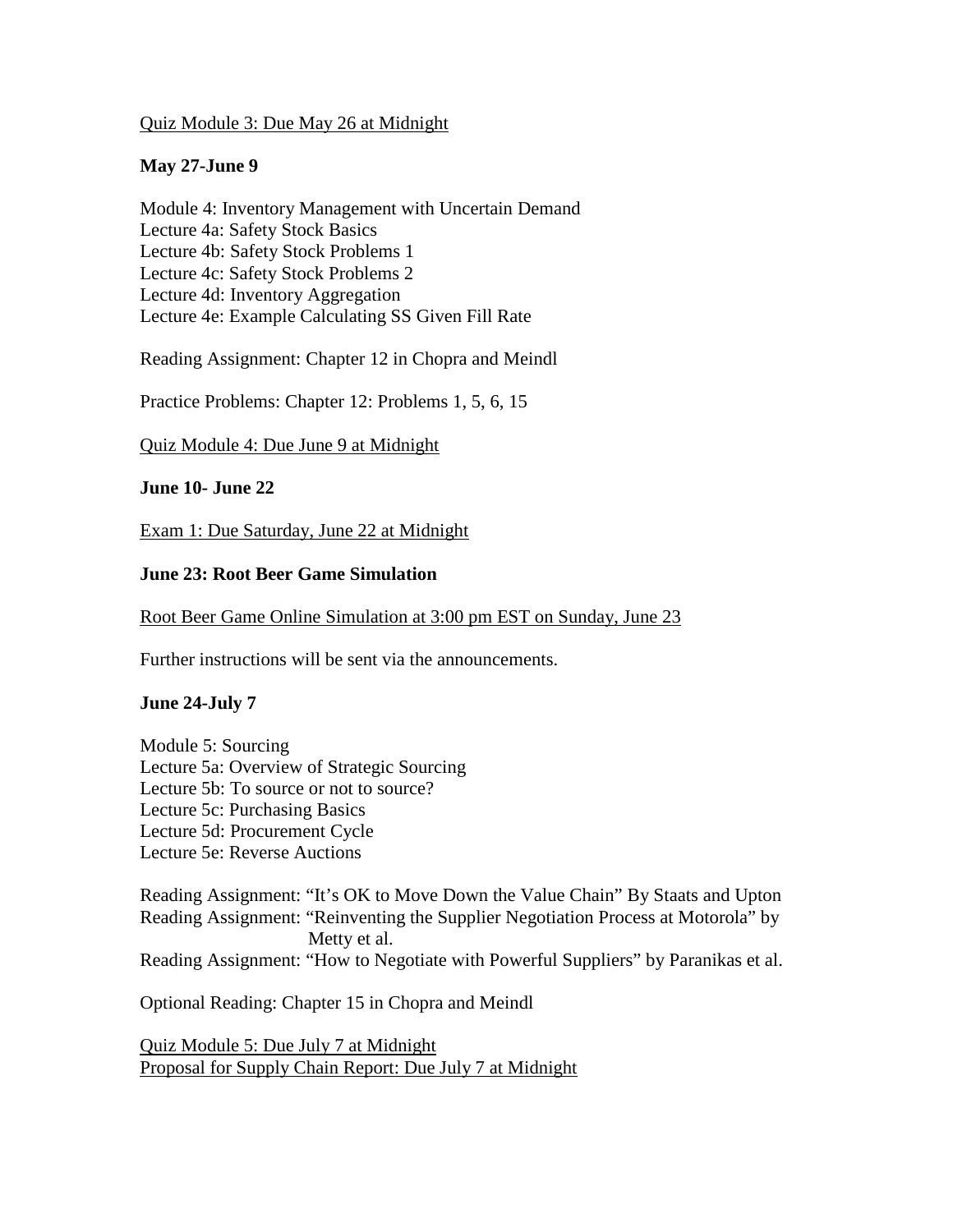Quiz Module 3: Due May 26 at Midnight

**May 27-June 9**

Module 4: Inventory Management with Uncertain Demand
Lecture 4a: Safety Stock Basics
Lecture 4b: Safety Stock Problems 1
Lecture 4c: Safety Stock Problems 2
Lecture 4d: Inventory Aggregation
Lecture 4e: Example Calculating SS Given Fill Rate

Reading Assignment: Chapter 12 in Chopra and Meindl

Practice Problems: Chapter 12: Problems 1, 5, 6, 15

Quiz Module 4: Due June 9 at Midnight

**June 10- June 22**

Exam 1: Due Saturday, June 22 at Midnight

**June 23: Root Beer Game Simulation**

Root Beer Game Online Simulation at 3:00 pm EST on Sunday, June 23

Further instructions will be sent via the announcements.

**June 24-July 7**

Module 5: Sourcing
Lecture 5a: Overview of Strategic Sourcing
Lecture 5b: To source or not to source?
Lecture 5c: Purchasing Basics
Lecture 5d: Procurement Cycle
Lecture 5e: Reverse Auctions

Reading Assignment: "It's OK to Move Down the Value Chain" By Staats and Upton
Reading Assignment: "Reinventing the Supplier Negotiation Process at Motorola" by Metty et al.
Reading Assignment: "How to Negotiate with Powerful Suppliers" by Paranikas et al.

Optional Reading: Chapter 15 in Chopra and Meindl

Quiz Module 5: Due July 7 at Midnight
Proposal for Supply Chain Report: Due July 7 at Midnight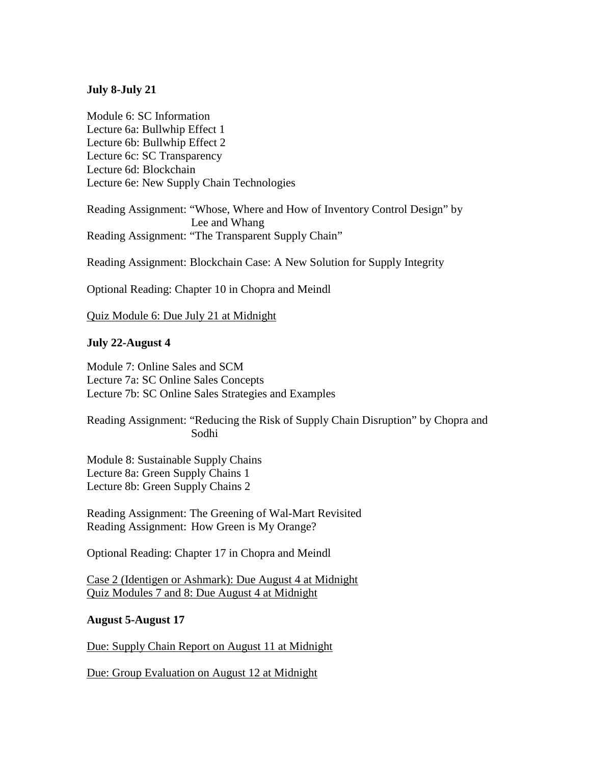**July 8-July 21**

Module 6: SC Information
Lecture 6a: Bullwhip Effect 1
Lecture 6b: Bullwhip Effect 2
Lecture 6c: SC Transparency
Lecture 6d: Blockchain
Lecture 6e: New Supply Chain Technologies

Reading Assignment: “Whose, Where and How of Inventory Control Design” by Lee and Whang
Reading Assignment: “The Transparent Supply Chain”

Reading Assignment: Blockchain Case: A New Solution for Supply Integrity

Optional Reading: Chapter 10 in Chopra and Meindl

<u>Quiz Module 6: Due July 21 at Midnight</u>

**July 22-August 4**

Module 7: Online Sales and SCM
Lecture 7a: SC Online Sales Concepts
Lecture 7b: SC Online Sales Strategies and Examples

Reading Assignment: “Reducing the Risk of Supply Chain Disruption” by Chopra and Sodhi

Module 8: Sustainable Supply Chains
Lecture 8a: Green Supply Chains 1
Lecture 8b: Green Supply Chains 2

Reading Assignment: The Greening of Wal-Mart Revisited
Reading Assignment: How Green is My Orange?

Optional Reading: Chapter 17 in Chopra and Meindl

<u>Case 2 (Identigen or Ashmark): Due August 4 at Midnight</u>
<u>Quiz Modules 7 and 8: Due August 4 at Midnight</u>

**August 5-August 17**

<u>Due: Supply Chain Report on August 11 at Midnight</u>

<u>Due: Group Evaluation on August 12 at Midnight</u>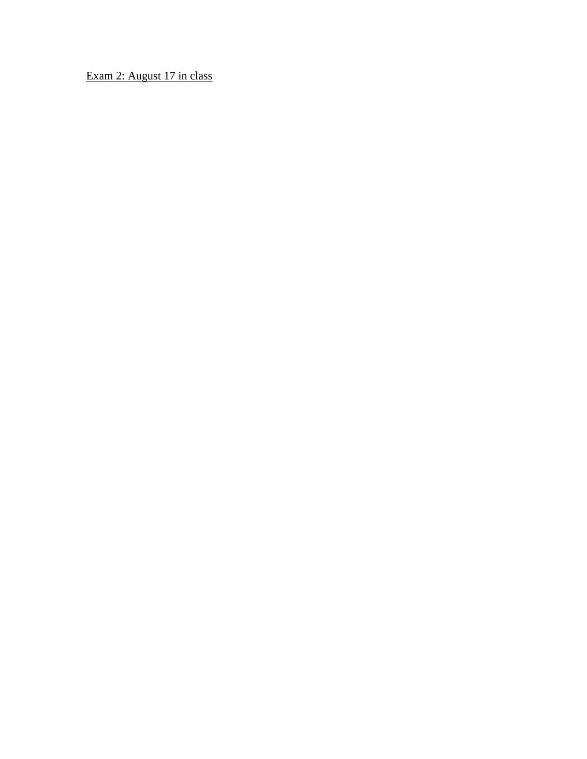Exam 2: August 17 in class